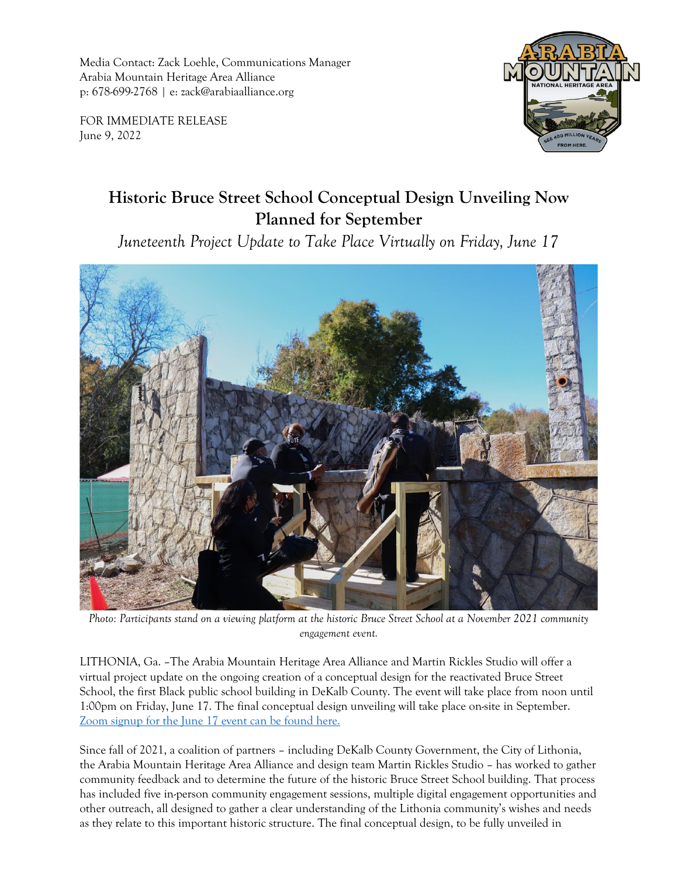Media Contact: Zack Loehle, Communications Manager
Arabia Mountain Heritage Area Alliance
p: 678-699-2768 | e: zack@arabiaalliance.org

FOR IMMEDIATE RELEASE
June 9, 2022

# Historic Bruce Street School Conceptual Design Unveiling Now Planned for September

*Juneteenth Project Update to Take Place Virtually on Friday, June 17*

*Photo: Participants stand on a viewing platform at the historic Bruce Street School at a November 2021 community engagement event.*

LITHONIA, Ga. –The Arabia Mountain Heritage Area Alliance and Martin Rickles Studio will offer a virtual project update on the ongoing creation of a conceptual design for the reactivated Bruce Street School, the first Black public school building in DeKalb County. The event will take place from noon until 1:00pm on Friday, June 17. The final conceptual design unveiling will take place on-site in September. [Zoom signup for the June 17 event can be found here.]

Since fall of 2021, a coalition of partners – including DeKalb County Government, the City of Lithonia, the Arabia Mountain Heritage Area Alliance and design team Martin Rickles Studio – has worked to gather community feedback and to determine the future of the historic Bruce Street School building. That process has included five in-person community engagement sessions, multiple digital engagement opportunities and other outreach, all designed to gather a clear understanding of the Lithonia community's wishes and needs as they relate to this important historic structure. The final conceptual design, to be fully unveiled in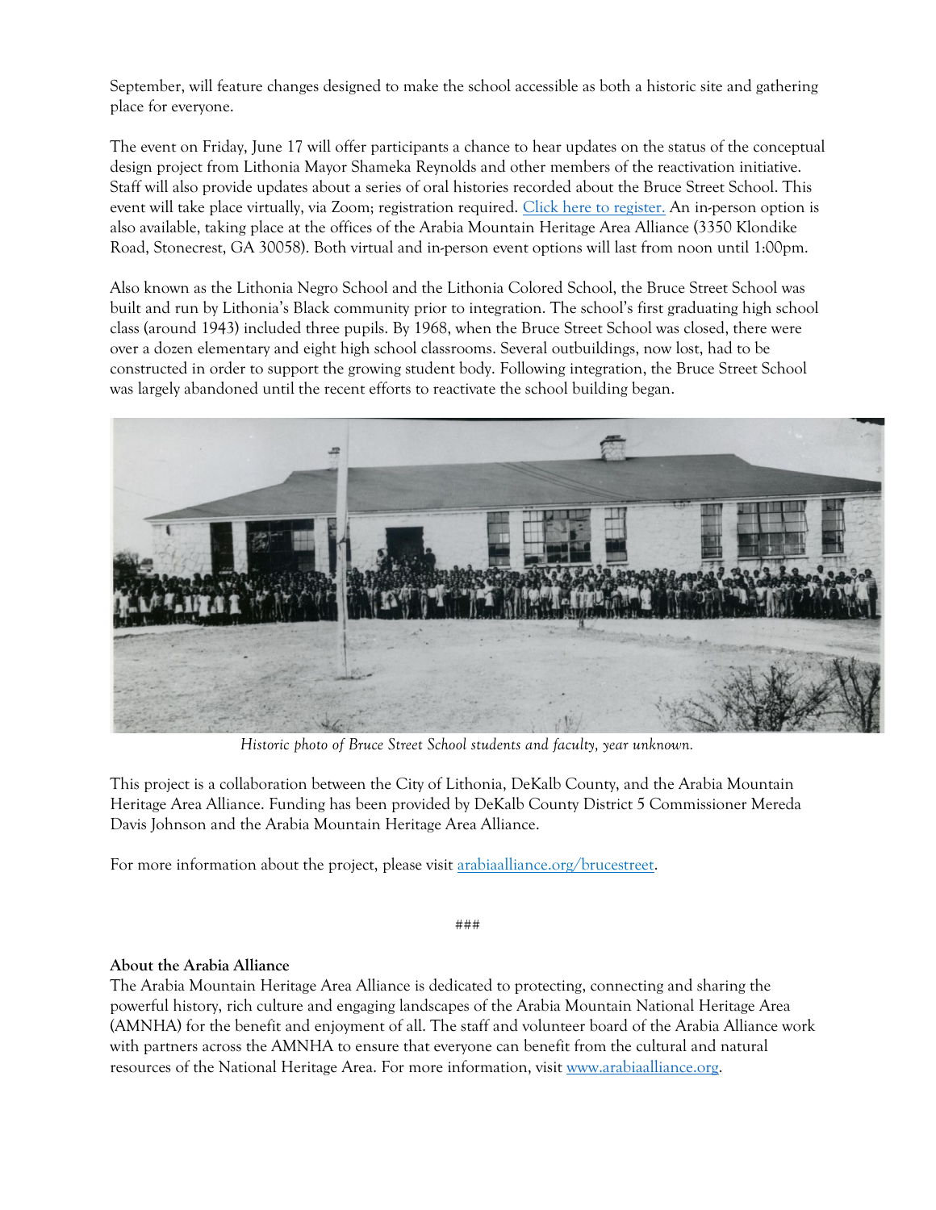September, will feature changes designed to make the school accessible as both a historic site and gathering place for everyone.

The event on Friday, June 17 will offer participants a chance to hear updates on the status of the conceptual design project from Lithonia Mayor Shameka Reynolds and other members of the reactivation initiative. Staff will also provide updates about a series of oral histories recorded about the Bruce Street School. This event will take place virtually, via Zoom; registration required. [Click here to register.] An in-person option is also available, taking place at the offices of the Arabia Mountain Heritage Area Alliance (3350 Klondike Road, Stonecrest, GA 30058). Both virtual and in-person event options will last from noon until 1:00pm.

Also known as the Lithonia Negro School and the Lithonia Colored School, the Bruce Street School was built and run by Lithonia's Black community prior to integration. The school's first graduating high school class (around 1943) included three pupils. By 1968, when the Bruce Street School was closed, there were over a dozen elementary and eight high school classrooms. Several outbuildings, now lost, had to be constructed in order to support the growing student body. Following integration, the Bruce Street School was largely abandoned until the recent efforts to reactivate the school building began.

*Historic photo of Bruce Street School students and faculty, year unknown.*

This project is a collaboration between the City of Lithonia, DeKalb County, and the Arabia Mountain Heritage Area Alliance. Funding has been provided by DeKalb County District 5 Commissioner Mereda Davis Johnson and the Arabia Mountain Heritage Area Alliance.

For more information about the project, please visit arabiaalliance.org/brucestreet.

###

**About the Arabia Alliance**

The Arabia Mountain Heritage Area Alliance is dedicated to protecting, connecting and sharing the powerful history, rich culture and engaging landscapes of the Arabia Mountain National Heritage Area (AMNHA) for the benefit and enjoyment of all. The staff and volunteer board of the Arabia Alliance work with partners across the AMNHA to ensure that everyone can benefit from the cultural and natural resources of the National Heritage Area. For more information, visit www.arabiaalliance.org.